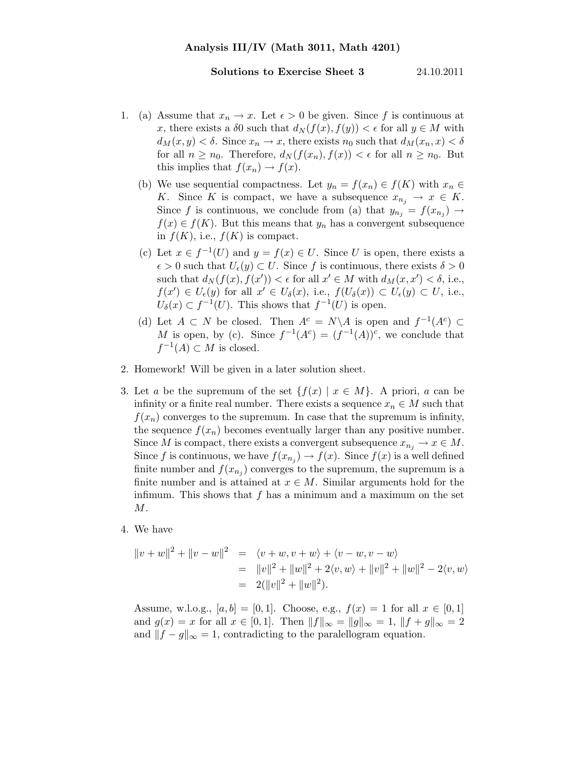**Analysis III/IV (Math 3011, Math 4201)**

**Solutions to Exercise Sheet 3** 24.10.2011

1. (a) Assume that $x_n \to x$. Let $\epsilon > 0$ be given. Since $f$ is continuous at $x$, there exists a $\delta 0$ such that $d_N(f(x), f(y)) < \epsilon$ for all $y \in M$ with $d_M(x, y) < \delta$. Since $x_n \to x$, there exists $n_0$ such that $d_M(x_n, x) < \delta$ for all $n \geq n_0$. Therefore, $d_N(f(x_n), f(x)) < \epsilon$ for all $n \geq n_0$. But this implies that $f(x_n) \to f(x)$.

   (b) We use sequential compactness. Let $y_n = f(x_n) \in f(K)$ with $x_n \in K$. Since $K$ is compact, we have a subsequence $x_{n_j} \to x \in K$. Since $f$ is continuous, we conclude from (a) that $y_{n_j} = f(x_{n_j}) \to f(x) \in f(K)$. But this means that $y_n$ has a convergent subsequence in $f(K)$, i.e., $f(K)$ is compact.

   (c) Let $x \in f^{-1}(U)$ and $y = f(x) \in U$. Since $U$ is open, there exists a $\epsilon > 0$ such that $U_\epsilon(y) \subset U$. Since $f$ is continuous, there exists $\delta > 0$ such that $d_N(f(x), f(x')) < \epsilon$ for all $x' \in M$ with $d_M(x, x') < \delta$, i.e., $f(x') \in U_\epsilon(y)$ for all $x' \in U_\delta(x)$, i.e., $f(U_\delta(x)) \subset U_\epsilon(y) \subset U$, i.e., $U_\delta(x) \subset f^{-1}(U)$. This shows that $f^{-1}(U)$ is open.

   (d) Let $A \subset N$ be closed. Then $A^c = N \backslash A$ is open and $f^{-1}(A^c) \subset M$ is open, by (c). Since $f^{-1}(A^c) = (f^{-1}(A))^c$, we conclude that $f^{-1}(A) \subset M$ is closed.

2. Homework! Will be given in a later solution sheet.

3. Let $a$ be the supremum of the set $\{f(x) \mid x \in M\}$. A priori, $a$ can be infinity or a finite real number. There exists a sequence $x_n \in M$ such that $f(x_n)$ converges to the supremum. In case that the supremum is infinity, the sequence $f(x_n)$ becomes eventually larger than any positive number. Since $M$ is compact, there exists a convergent subsequence $x_{n_j} \to x \in M$. Since $f$ is continuous, we have $f(x_{n_j}) \to f(x)$. Since $f(x)$ is a well defined finite number and $f(x_{n_j})$ converges to the supremum, the supremum is a finite number and is attained at $x \in M$. Similar arguments hold for the infimum. This shows that $f$ has a minimum and a maximum on the set $M$.

4. We have

$$
\begin{aligned}
\|v + w\|^2 + \|v - w\|^2 &= \langle v + w, v + w \rangle + \langle v - w, v - w \rangle \\
&= \|v\|^2 + \|w\|^2 + 2\langle v, w \rangle + \|v\|^2 + \|w\|^2 - 2\langle v, w \rangle \\
&= 2(\|v\|^2 + \|w\|^2).
\end{aligned}
$$

   Assume, w.l.o.g., $[a, b] = [0, 1]$. Choose, e.g., $f(x) = 1$ for all $x \in [0, 1]$ and $g(x) = x$ for all $x \in [0, 1]$. Then $\|f\|_\infty = \|g\|_\infty = 1$, $\|f + g\|_\infty = 2$ and $\|f - g\|_\infty = 1$, contradicting to the paralellogram equation.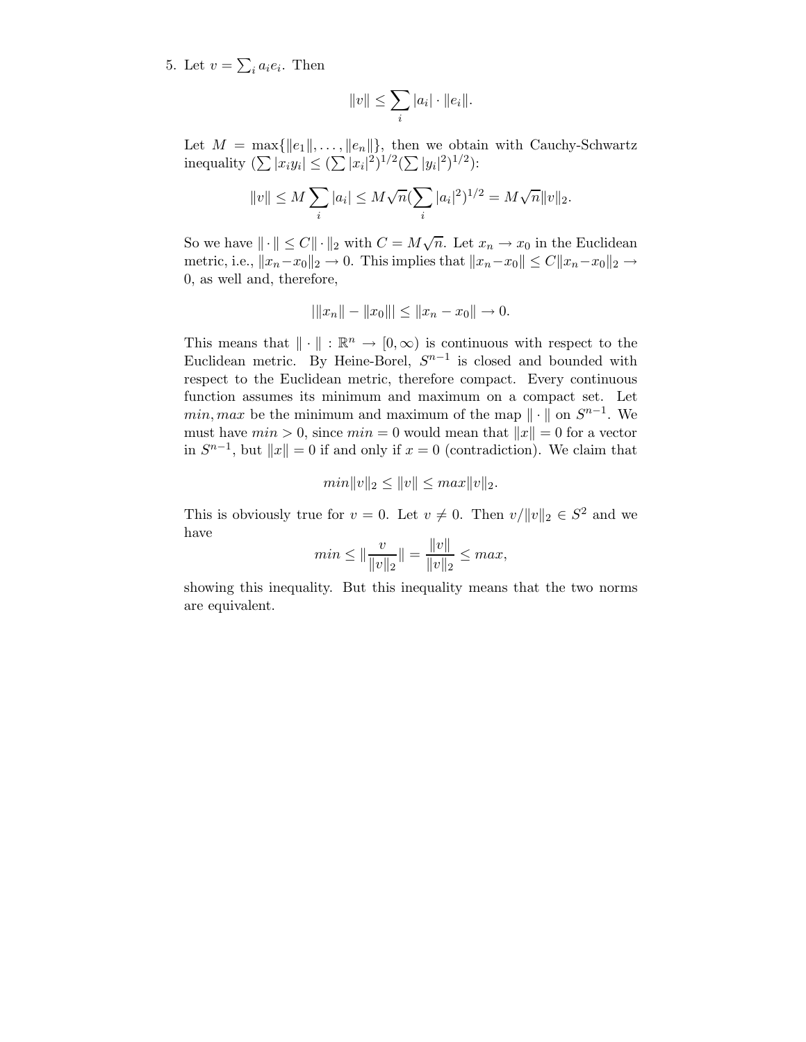5. Let $v = \sum_i a_i e_i$. Then

$$\|v\| \leq \sum_i |a_i| \cdot \|e_i\|.$$

Let $M = \max\{\|e_1\|, \dots, \|e_n\|\}$, then we obtain with Cauchy-Schwartz inequality ($\sum |x_i y_i| \leq (\sum |x_i|^2)^{1/2} (\sum |y_i|^2)^{1/2}$):

$$\|v\| \leq M \sum_i |a_i| \leq M\sqrt{n} (\sum_i |a_i|^2)^{1/2} = M\sqrt{n}\|v\|_2.$$

So we have $\|\cdot\| \leq C\|\cdot\|_2$ with $C = M\sqrt{n}$. Let $x_n \to x_0$ in the Euclidean metric, i.e., $\|x_n - x_0\|_2 \to 0$. This implies that $\|x_n - x_0\| \leq C\|x_n - x_0\|_2 \to 0$, as well and, therefore,

$$|\|x_n\| - \|x_0\|| \leq \|x_n - x_0\| \to 0.$$

This means that $\|\cdot\| : \mathbb{R}^n \to [0, \infty)$ is continuous with respect to the Euclidean metric. By Heine-Borel, $S^{n-1}$ is closed and bounded with respect to the Euclidean metric, therefore compact. Every continuous function assumes its minimum and maximum on a compact set. Let $min, max$ be the minimum and maximum of the map $\|\cdot\|$ on $S^{n-1}$. We must have $min > 0$, since $min = 0$ would mean that $\|x\| = 0$ for a vector in $S^{n-1}$, but $\|x\| = 0$ if and only if $x = 0$ (contradiction). We claim that

$$min\|v\|_2 \leq \|v\| \leq max\|v\|_2.$$

This is obviously true for $v = 0$. Let $v \neq 0$. Then $v/\|v\|_2 \in S^2$ and we have

$$min \leq \|\frac{v}{\|v\|_2}\| = \frac{\|v\|}{\|v\|_2} \leq max,$$

showing this inequality. But this inequality means that the two norms are equivalent.